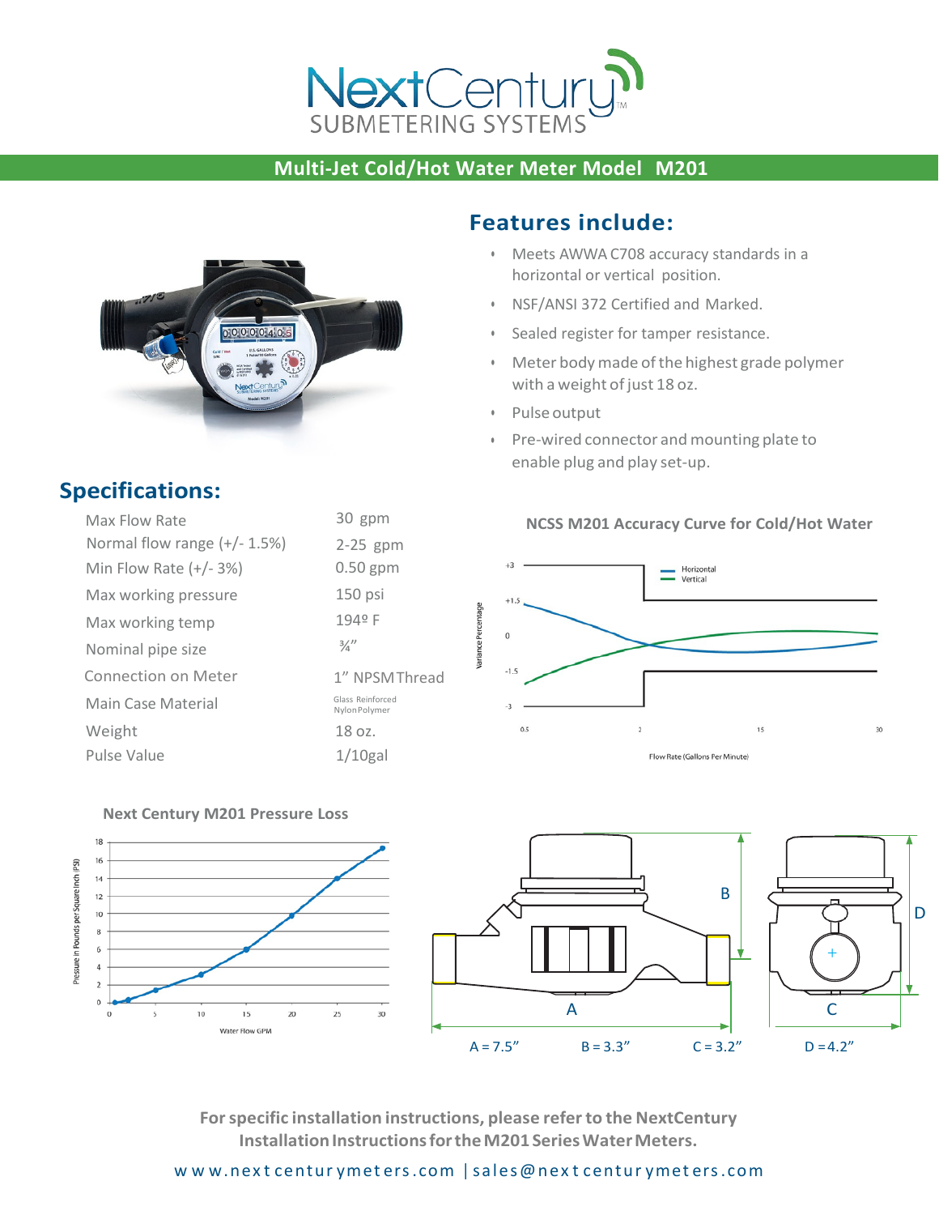# NextCentury SUBMETERING SYSTEMS

## Multi-Jet Cold/Hot Water Meter Model M201

## Features include:

- Meets AWWA C708 accuracy standards in a horizontal or vertical position.
- NSF/ANSI 372 Certified and Marked.
- Sealed register for tamper resistance.
- Meter body made of the highest grade polymer with a weight of just 18 oz.
- Pulse output
- Pre-wired connector and mounting plate to enable plug and play set-up.

## Specifications:

| | |
|---|---|
| Max Flow Rate | 30 gpm |
| Normal flow range (+/- 1.5%) | 2-25 gpm |
| Min Flow Rate (+/- 3%) | 0.50 gpm |
| Max working pressure | 150 psi |
| Max working temp | 194º F |
| Nominal pipe size | ¾" |
| Connection on Meter | 1" NPSM Thread |
| Main Case Material | Glass Reinforced Nylon Polymer |
| Weight | 18 oz. |
| Pulse Value | 1/10gal |

**NCSS M201 Accuracy Curve for Cold/Hot Water**

Variance Percentage: +3, +1.5, 0, -1.5, -3

Flow Rate (Gallons Per Minute): 0.5, 2, 15, 30

Legend: Horizontal, Vertical

**Next Century M201 Pressure Loss**

Pressure in Pounds per Square Inch (PSI): 0–18

Water Flow GPM: 0, 5, 10, 15, 20, 25, 30

A = 7.5"  B = 3.3"  C = 3.2"  D = 4.2"

**For specific installation instructions, please refer to the NextCentury Installation Instructions for the M201 Series Water Meters.**

www.nextcenturymeters.com | sales@nextcenturymeters.com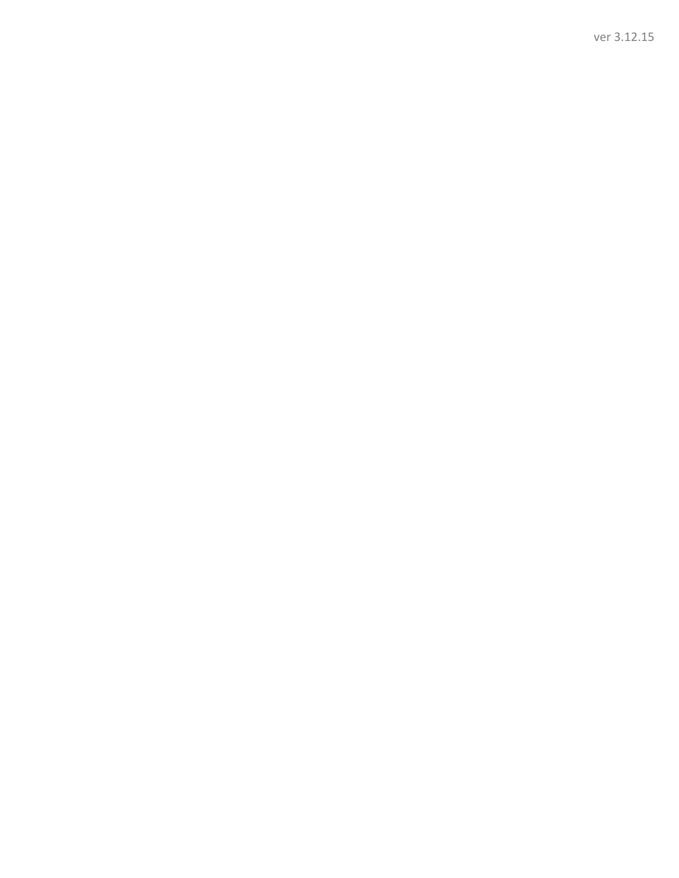ver 3.12.15